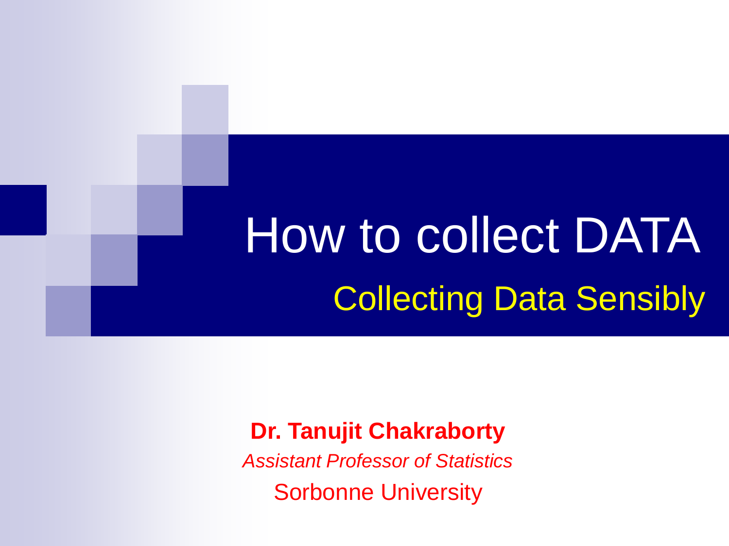# How to collect DATA

## Collecting Data Sensibly

**Dr. Tanujit Chakraborty**

*Assistant Professor of Statistics*

Sorbonne University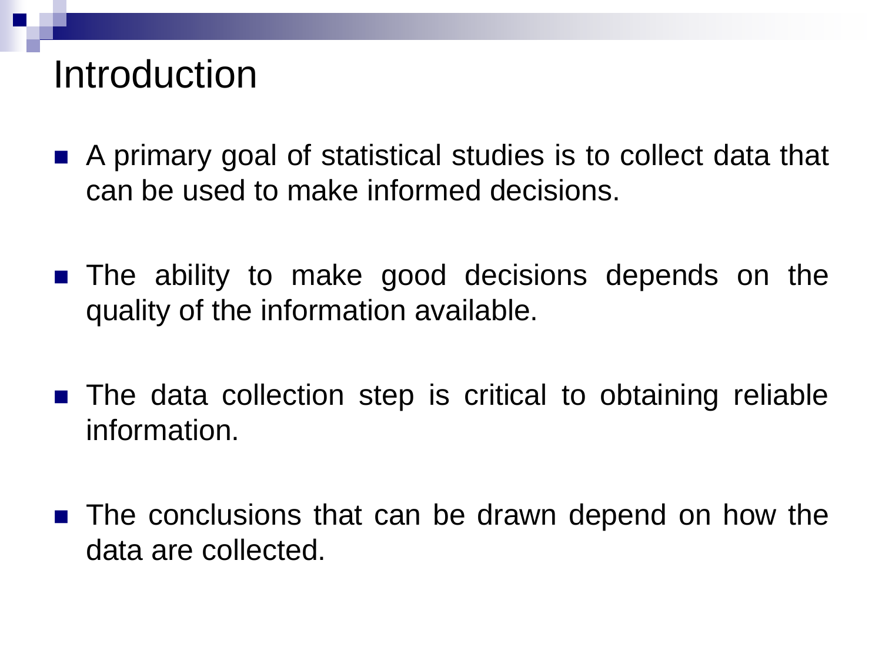# Introduction

- A primary goal of statistical studies is to collect data that can be used to make informed decisions.
- The ability to make good decisions depends on the quality of the information available.
- The data collection step is critical to obtaining reliable information.
- The conclusions that can be drawn depend on how the data are collected.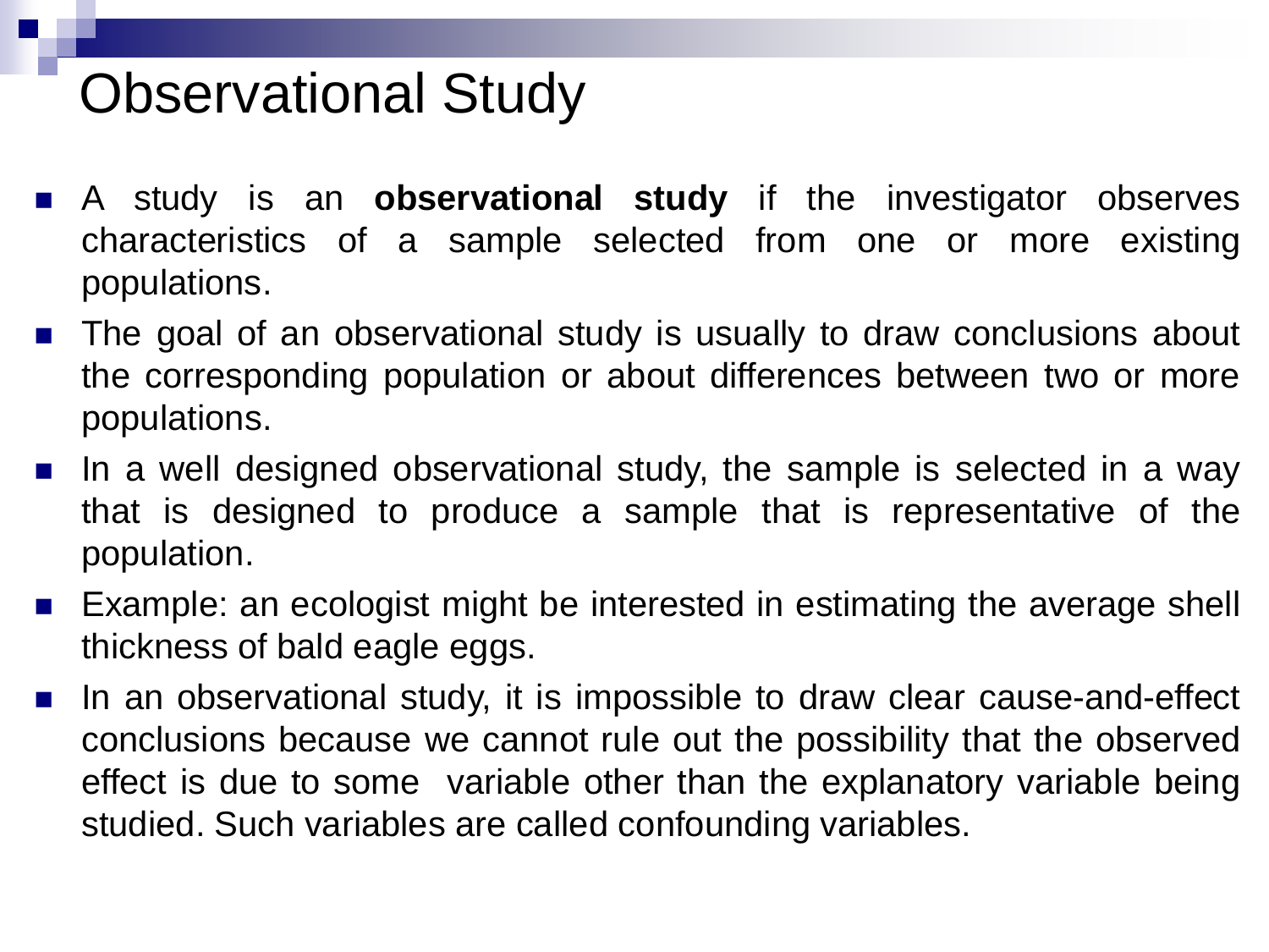# Observational Study

- A study is an **observational study** if the investigator observes characteristics of a sample selected from one or more existing populations.
- The goal of an observational study is usually to draw conclusions about the corresponding population or about differences between two or more populations.
- In a well designed observational study, the sample is selected in a way that is designed to produce a sample that is representative of the population.
- Example: an ecologist might be interested in estimating the average shell thickness of bald eagle eggs.
- In an observational study, it is impossible to draw clear cause-and-effect conclusions because we cannot rule out the possibility that the observed effect is due to some variable other than the explanatory variable being studied. Such variables are called confounding variables.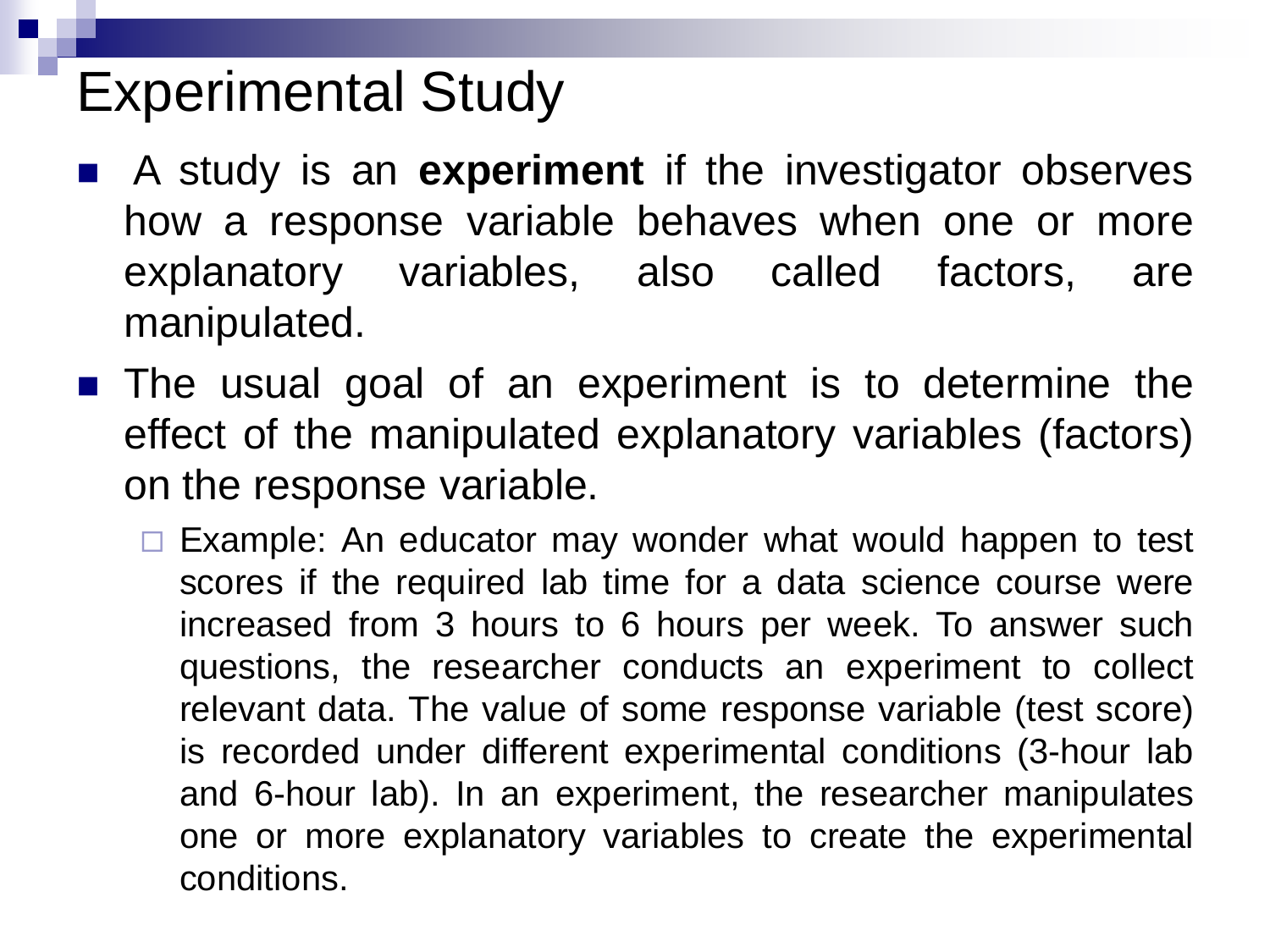# Experimental Study

- A study is an **experiment** if the investigator observes how a response variable behaves when one or more explanatory variables, also called factors, are manipulated.
- The usual goal of an experiment is to determine the effect of the manipulated explanatory variables (factors) on the response variable.
  - Example: An educator may wonder what would happen to test scores if the required lab time for a data science course were increased from 3 hours to 6 hours per week. To answer such questions, the researcher conducts an experiment to collect relevant data. The value of some response variable (test score) is recorded under different experimental conditions (3-hour lab and 6-hour lab). In an experiment, the researcher manipulates one or more explanatory variables to create the experimental conditions.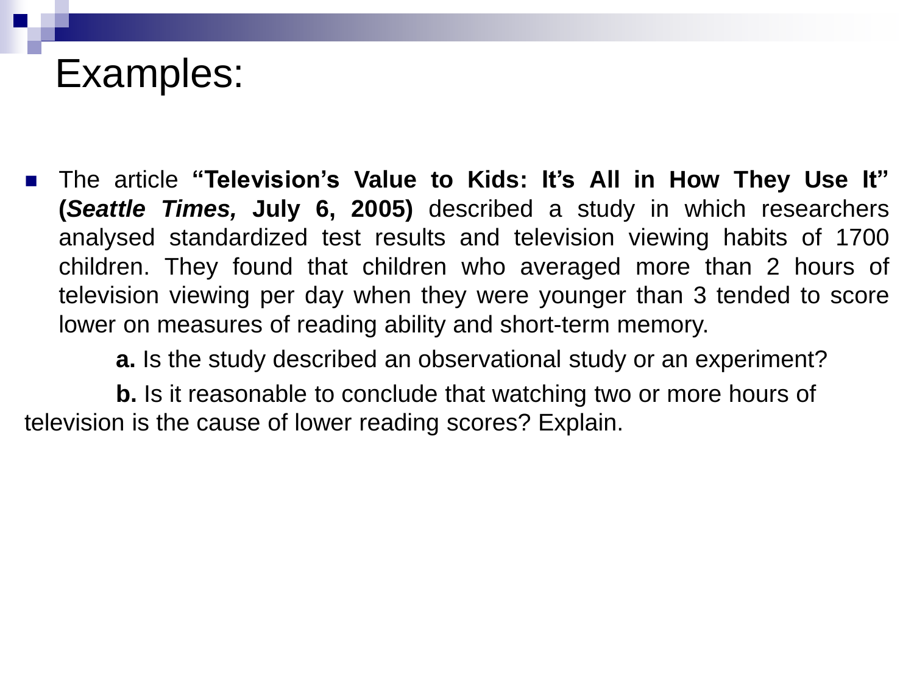# Examples:

- The article **"Television's Value to Kids: It's All in How They Use It" (*Seattle Times,* July 6, 2005)** described a study in which researchers analysed standardized test results and television viewing habits of 1700 children. They found that children who averaged more than 2 hours of television viewing per day when they were younger than 3 tended to score lower on measures of reading ability and short-term memory.

  **a.** Is the study described an observational study or an experiment?

  **b.** Is it reasonable to conclude that watching two or more hours of television is the cause of lower reading scores? Explain.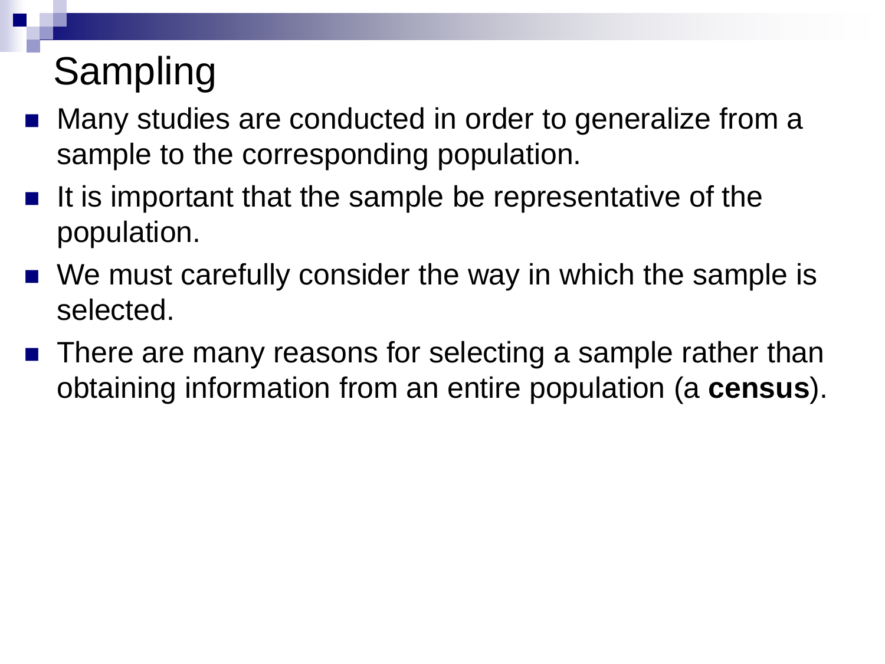# Sampling

- Many studies are conducted in order to generalize from a sample to the corresponding population.
- It is important that the sample be representative of the population.
- We must carefully consider the way in which the sample is selected.
- There are many reasons for selecting a sample rather than obtaining information from an entire population (a **census**).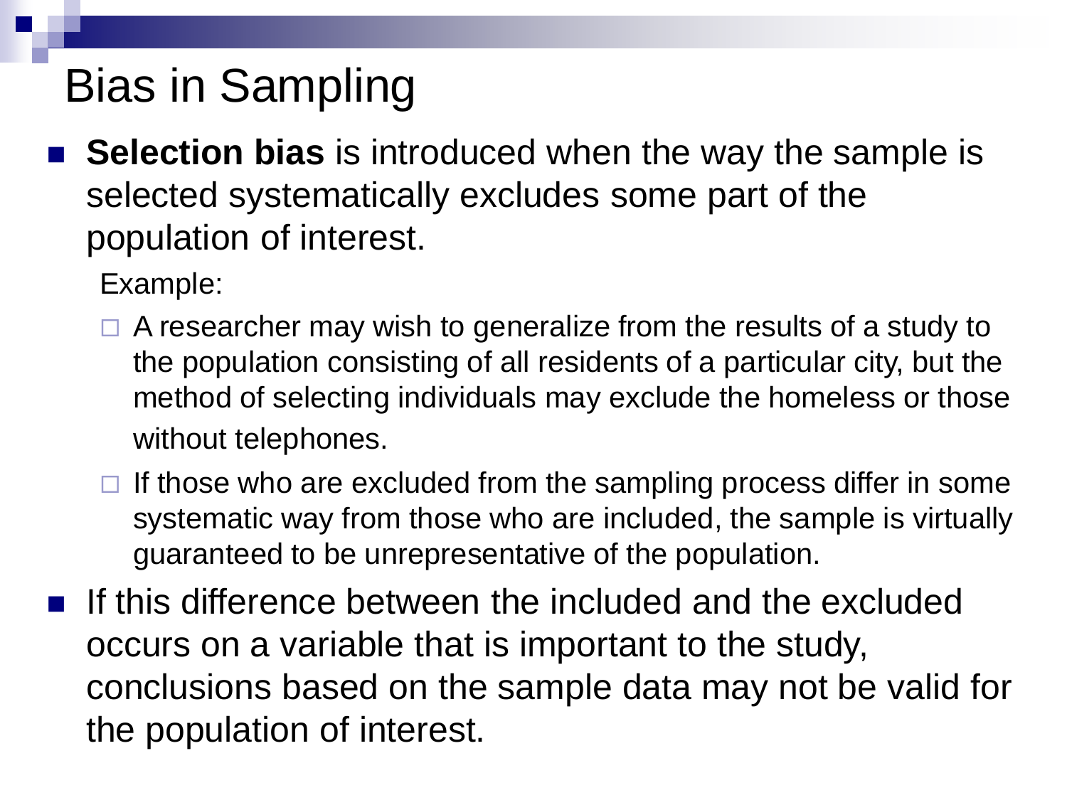# Bias in Sampling

- **Selection bias** is introduced when the way the sample is selected systematically excludes some part of the population of interest.

  Example:

  - A researcher may wish to generalize from the results of a study to the population consisting of all residents of a particular city, but the method of selecting individuals may exclude the homeless or those without telephones.
  - If those who are excluded from the sampling process differ in some systematic way from those who are included, the sample is virtually guaranteed to be unrepresentative of the population.

- If this difference between the included and the excluded occurs on a variable that is important to the study, conclusions based on the sample data may not be valid for the population of interest.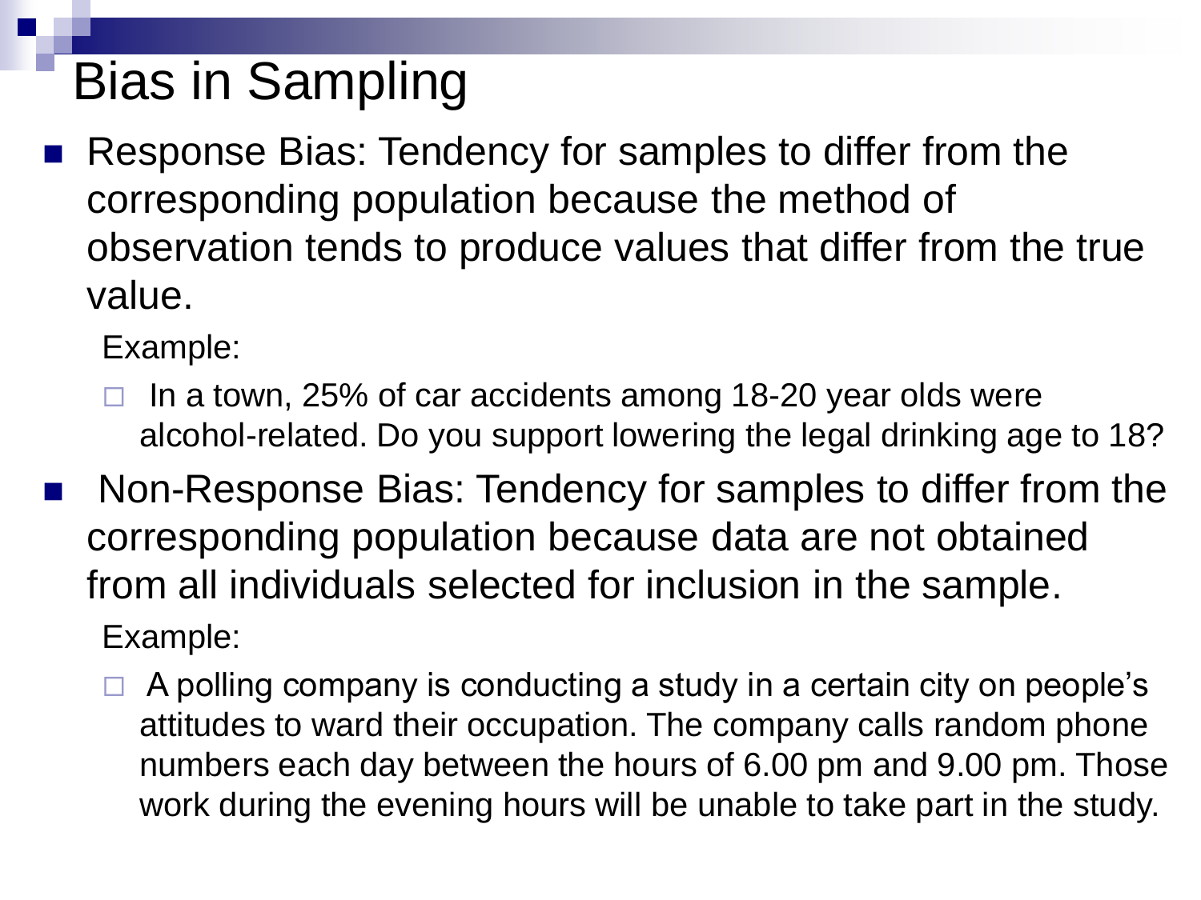# Bias in Sampling

- Response Bias: Tendency for samples to differ from the corresponding population because the method of observation tends to produce values that differ from the true value.

  Example:

  - In a town, 25% of car accidents among 18-20 year olds were alcohol-related. Do you support lowering the legal drinking age to 18?

- Non-Response Bias: Tendency for samples to differ from the corresponding population because data are not obtained from all individuals selected for inclusion in the sample.

  Example:

  - A polling company is conducting a study in a certain city on people's attitudes to ward their occupation. The company calls random phone numbers each day between the hours of 6.00 pm and 9.00 pm. Those work during the evening hours will be unable to take part in the study.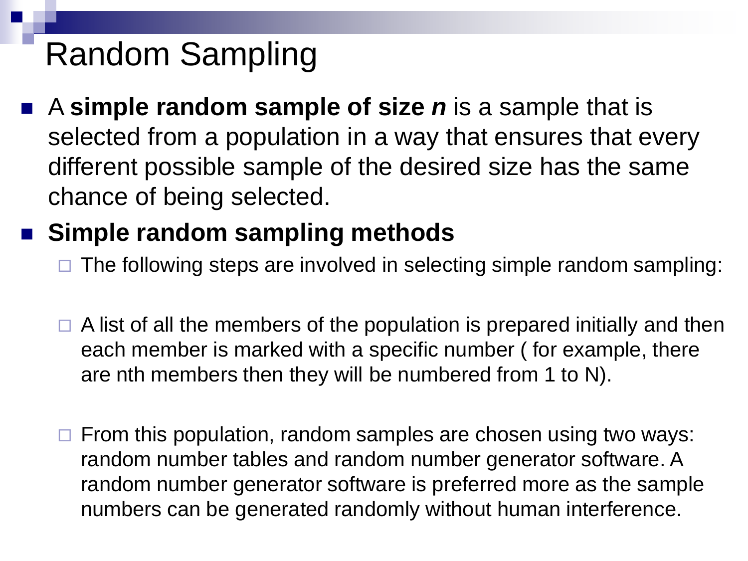# Random Sampling

- A **simple random sample of size *n*** is a sample that is selected from a population in a way that ensures that every different possible sample of the desired size has the same chance of being selected.
- **Simple random sampling methods**
  - The following steps are involved in selecting simple random sampling:
  - A list of all the members of the population is prepared initially and then each member is marked with a specific number ( for example, there are nth members then they will be numbered from 1 to N).
  - From this population, random samples are chosen using two ways: random number tables and random number generator software. A random number generator software is preferred more as the sample numbers can be generated randomly without human interference.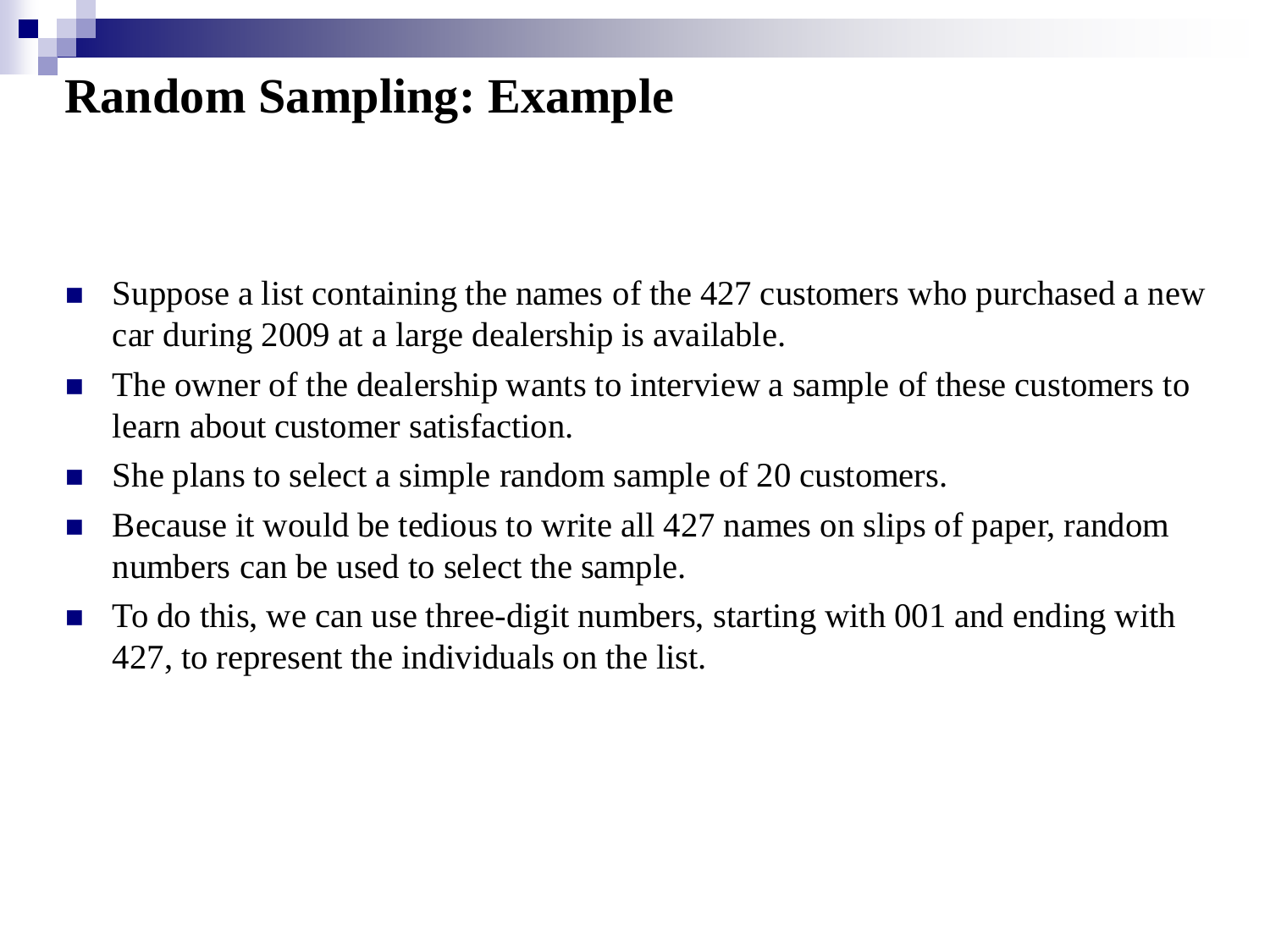# Random Sampling: Example

- Suppose a list containing the names of the 427 customers who purchased a new car during 2009 at a large dealership is available.
- The owner of the dealership wants to interview a sample of these customers to learn about customer satisfaction.
- She plans to select a simple random sample of 20 customers.
- Because it would be tedious to write all 427 names on slips of paper, random numbers can be used to select the sample.
- To do this, we can use three-digit numbers, starting with 001 and ending with 427, to represent the individuals on the list.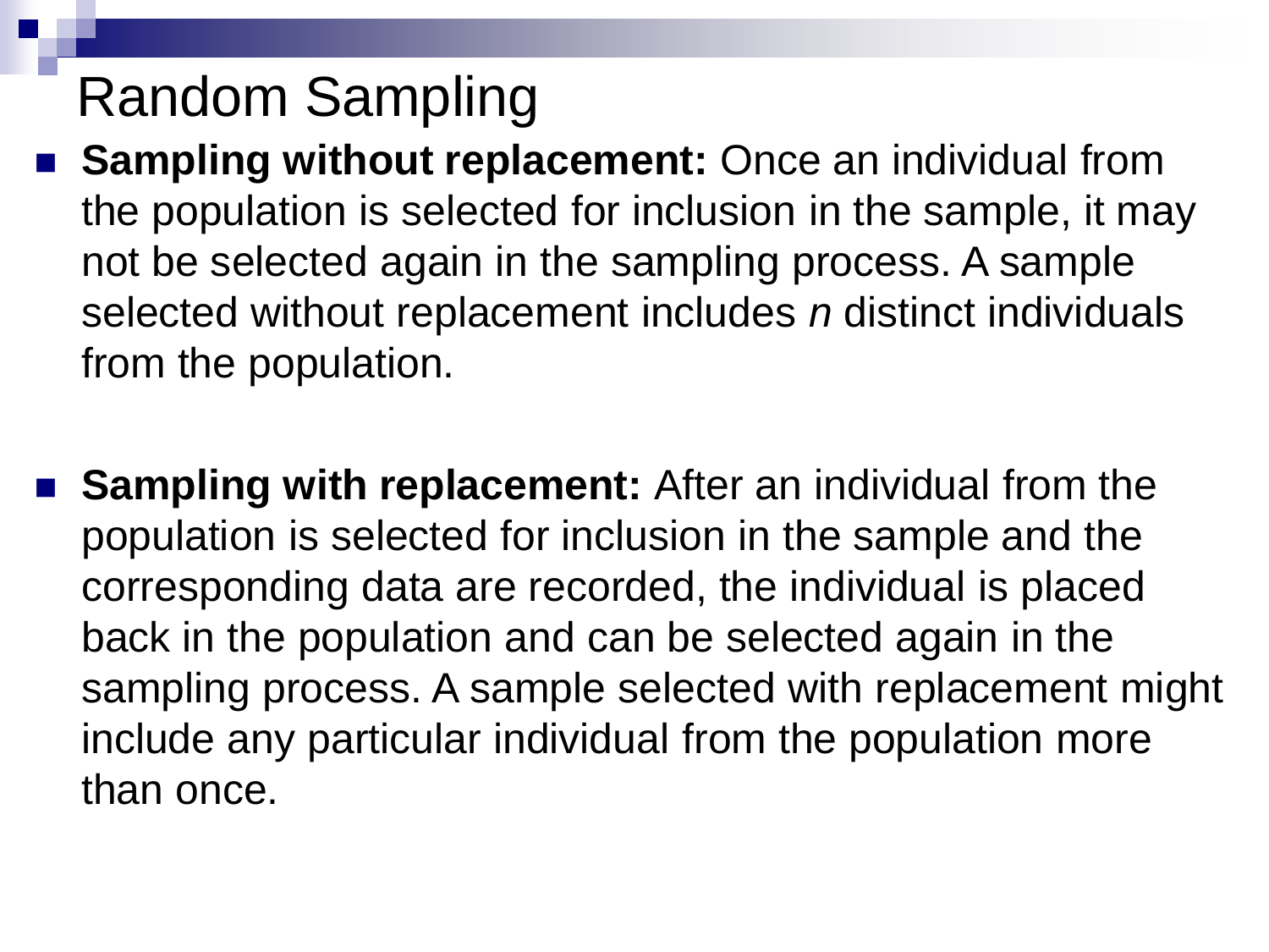# Random Sampling

- **Sampling without replacement:** Once an individual from the population is selected for inclusion in the sample, it may not be selected again in the sampling process. A sample selected without replacement includes $n$ distinct individuals from the population.

- **Sampling with replacement:** After an individual from the population is selected for inclusion in the sample and the corresponding data are recorded, the individual is placed back in the population and can be selected again in the sampling process. A sample selected with replacement might include any particular individual from the population more than once.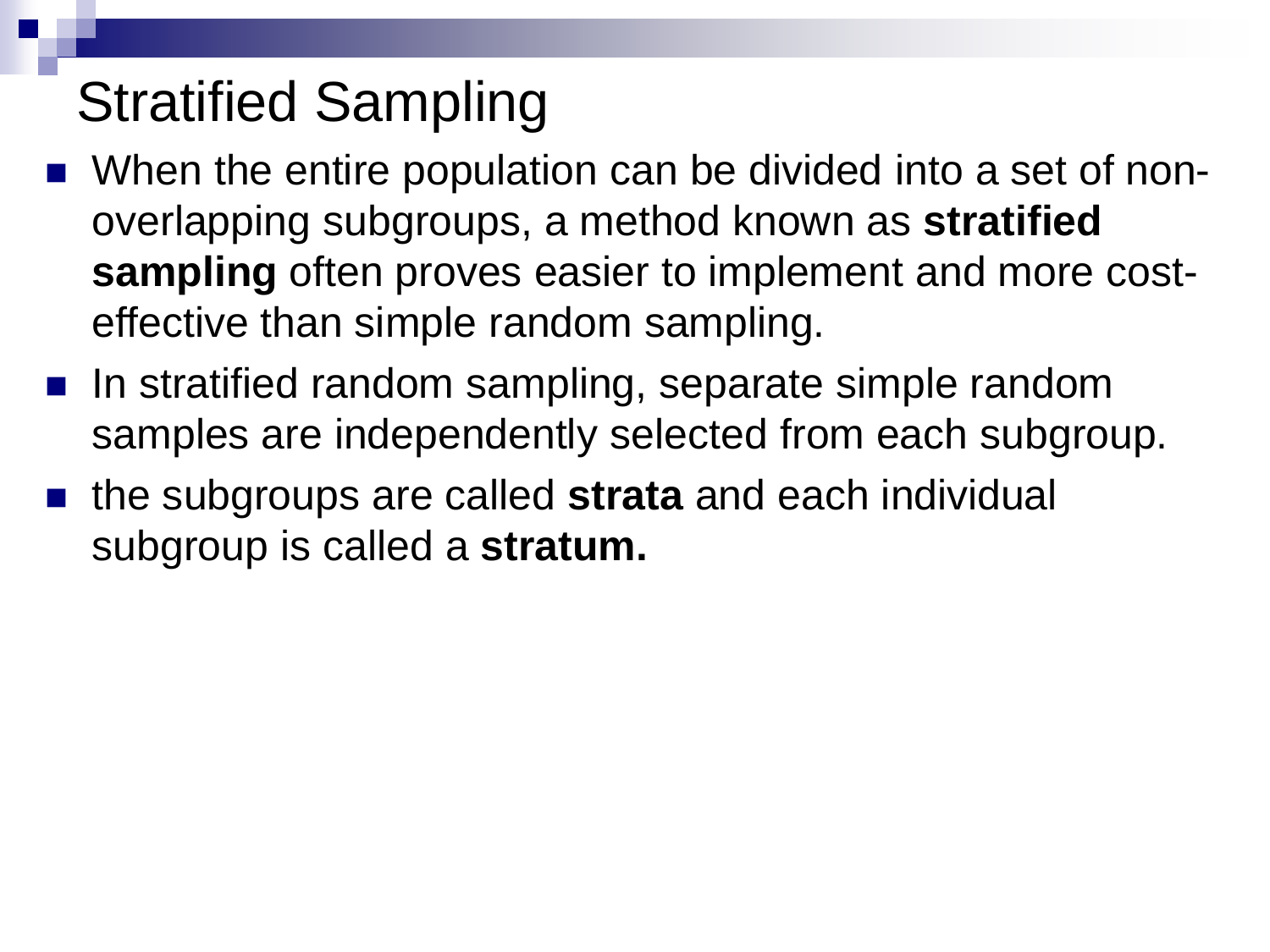# Stratified Sampling

- When the entire population can be divided into a set of non-overlapping subgroups, a method known as **stratified sampling** often proves easier to implement and more cost-effective than simple random sampling.
- In stratified random sampling, separate simple random samples are independently selected from each subgroup.
- the subgroups are called **strata** and each individual subgroup is called a **stratum.**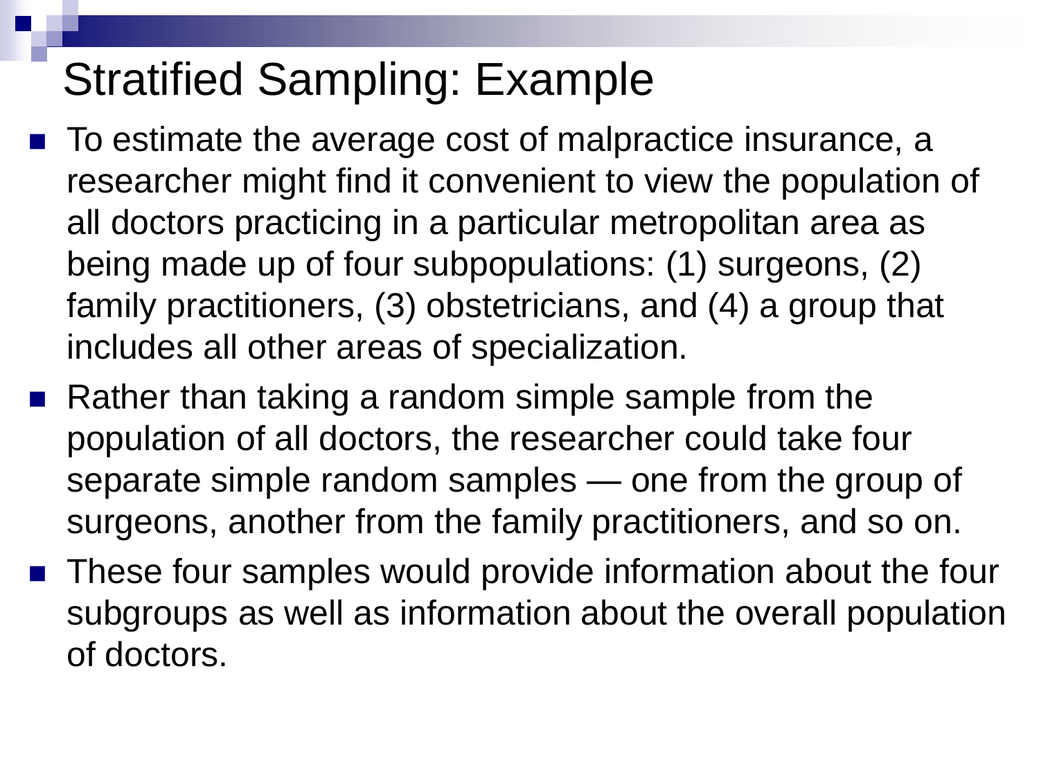# Stratified Sampling: Example

- To estimate the average cost of malpractice insurance, a researcher might find it convenient to view the population of all doctors practicing in a particular metropolitan area as being made up of four subpopulations: (1) surgeons, (2) family practitioners, (3) obstetricians, and (4) a group that includes all other areas of specialization.
- Rather than taking a random simple sample from the population of all doctors, the researcher could take four separate simple random samples — one from the group of surgeons, another from the family practitioners, and so on.
- These four samples would provide information about the four subgroups as well as information about the overall population of doctors.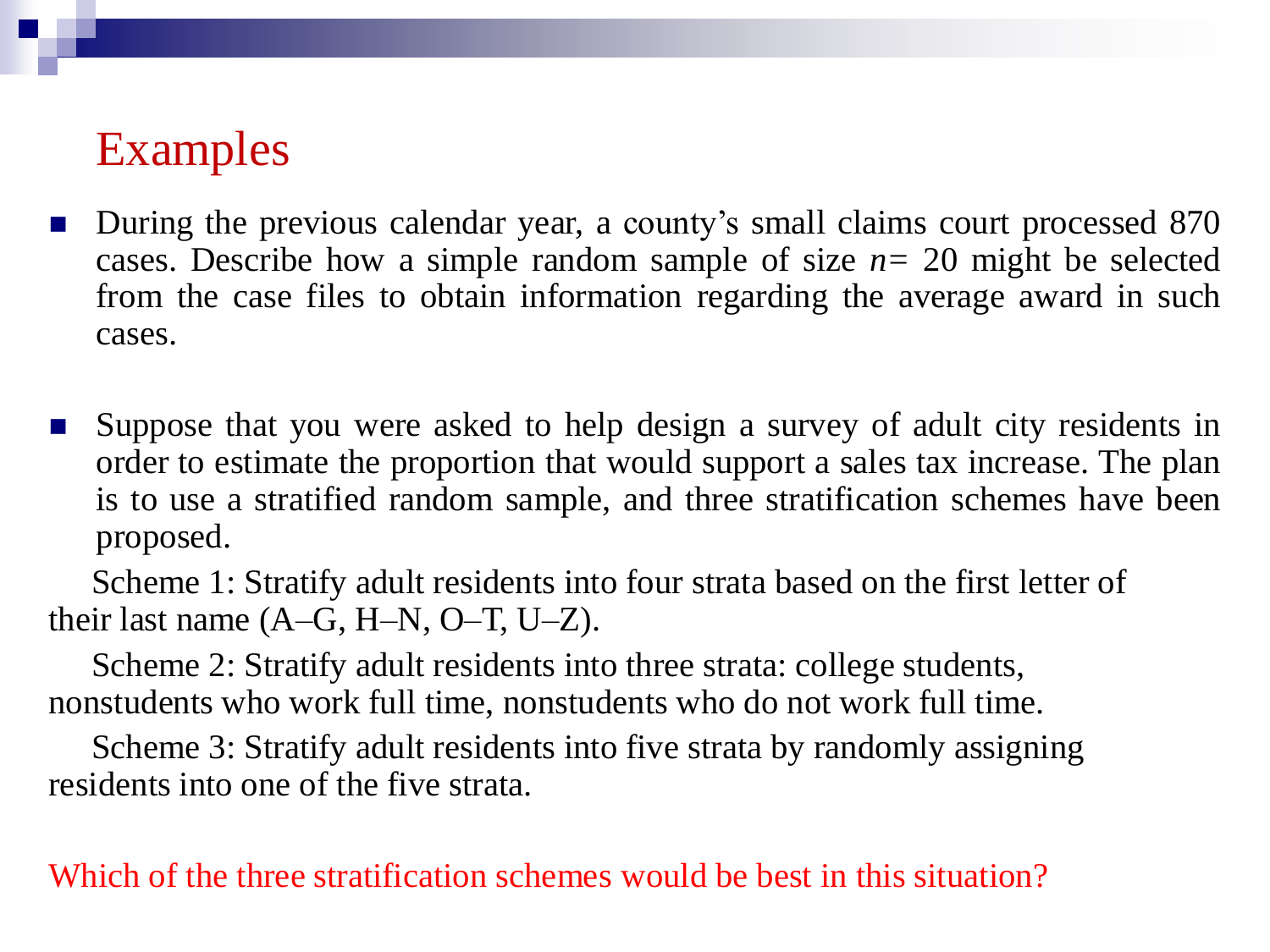## Examples

- During the previous calendar year, a county's small claims court processed 870 cases. Describe how a simple random sample of size $n = 20$ might be selected from the case files to obtain information regarding the average award in such cases.

- Suppose that you were asked to help design a survey of adult city residents in order to estimate the proportion that would support a sales tax increase. The plan is to use a stratified random sample, and three stratification schemes have been proposed.

Scheme 1: Stratify adult residents into four strata based on the first letter of their last name (A–G, H–N, O–T, U–Z).

Scheme 2: Stratify adult residents into three strata: college students, nonstudents who work full time, nonstudents who do not work full time.

Scheme 3: Stratify adult residents into five strata by randomly assigning residents into one of the five strata.

Which of the three stratification schemes would be best in this situation?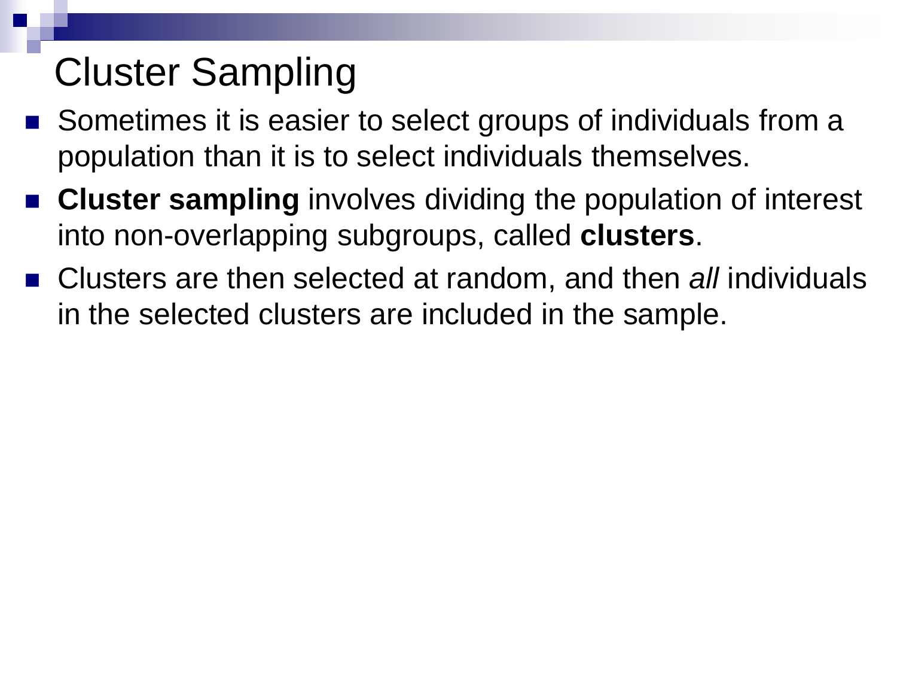# Cluster Sampling

- Sometimes it is easier to select groups of individuals from a population than it is to select individuals themselves.
- **Cluster sampling** involves dividing the population of interest into non-overlapping subgroups, called **clusters**.
- Clusters are then selected at random, and then *all* individuals in the selected clusters are included in the sample.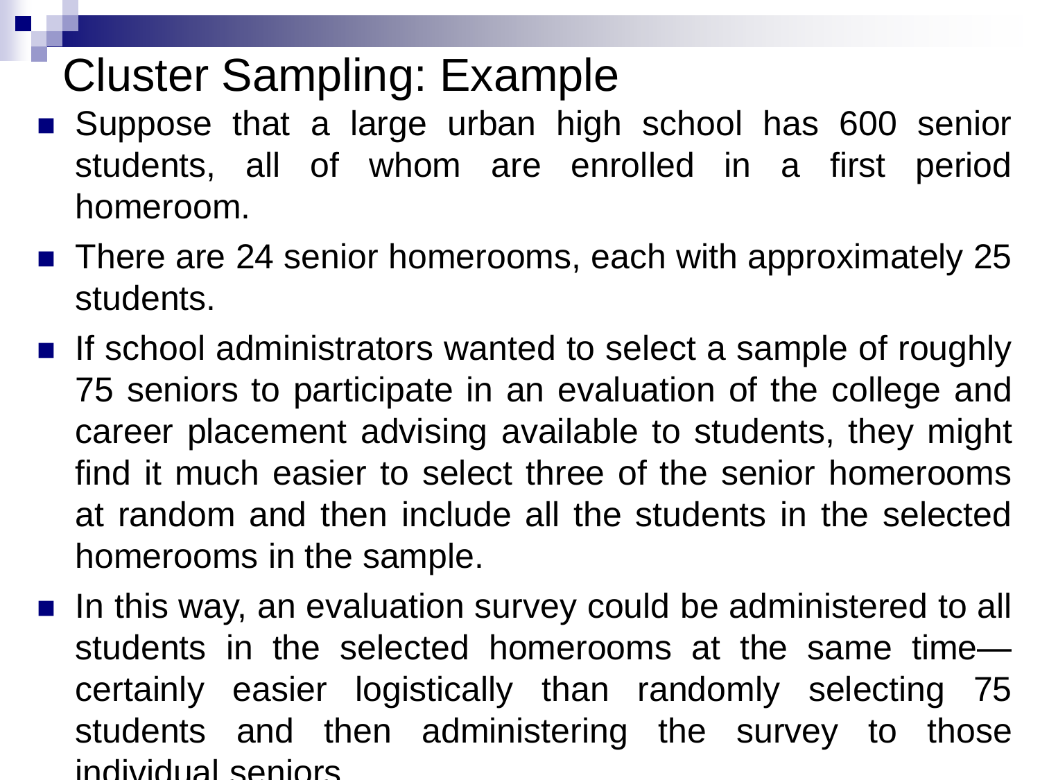# Cluster Sampling: Example

- Suppose that a large urban high school has 600 senior students, all of whom are enrolled in a first period homeroom.
- There are 24 senior homerooms, each with approximately 25 students.
- If school administrators wanted to select a sample of roughly 75 seniors to participate in an evaluation of the college and career placement advising available to students, they might find it much easier to select three of the senior homerooms at random and then include all the students in the selected homerooms in the sample.
- In this way, an evaluation survey could be administered to all students in the selected homerooms at the same time—certainly easier logistically than randomly selecting 75 students and then administering the survey to those individual seniors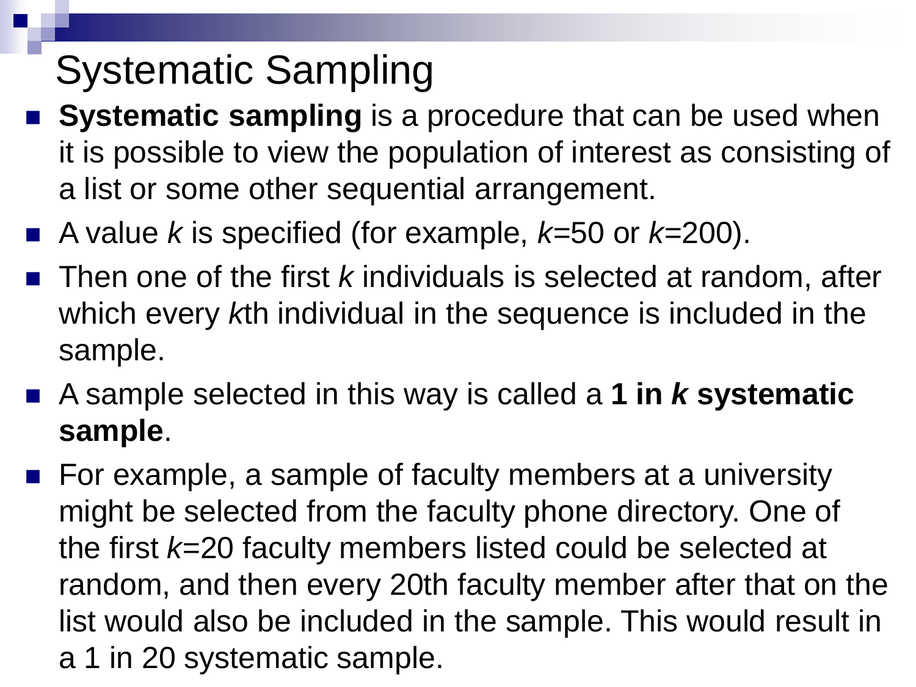# Systematic Sampling

- **Systematic sampling** is a procedure that can be used when it is possible to view the population of interest as consisting of a list or some other sequential arrangement.
- A value $k$ is specified (for example, $k$=50 or $k$=200).
- Then one of the first $k$ individuals is selected at random, after which every $k$th individual in the sequence is included in the sample.
- A sample selected in this way is called a **1 in *k* systematic sample**.
- For example, a sample of faculty members at a university might be selected from the faculty phone directory. One of the first $k$=20 faculty members listed could be selected at random, and then every 20th faculty member after that on the list would also be included in the sample. This would result in a 1 in 20 systematic sample.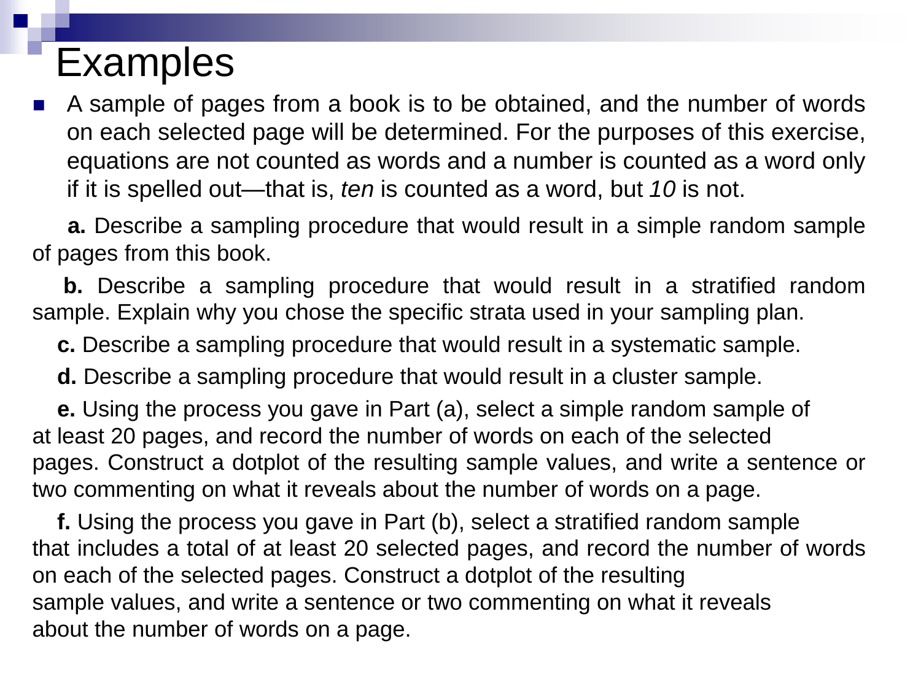# Examples

- A sample of pages from a book is to be obtained, and the number of words on each selected page will be determined. For the purposes of this exercise, equations are not counted as words and a number is counted as a word only if it is spelled out—that is, *ten* is counted as a word, but *10* is not.

**a.** Describe a sampling procedure that would result in a simple random sample of pages from this book.

**b.** Describe a sampling procedure that would result in a stratified random sample. Explain why you chose the specific strata used in your sampling plan.

**c.** Describe a sampling procedure that would result in a systematic sample.

**d.** Describe a sampling procedure that would result in a cluster sample.

**e.** Using the process you gave in Part (a), select a simple random sample of at least 20 pages, and record the number of words on each of the selected pages. Construct a dotplot of the resulting sample values, and write a sentence or two commenting on what it reveals about the number of words on a page.

**f.** Using the process you gave in Part (b), select a stratified random sample that includes a total of at least 20 selected pages, and record the number of words on each of the selected pages. Construct a dotplot of the resulting sample values, and write a sentence or two commenting on what it reveals about the number of words on a page.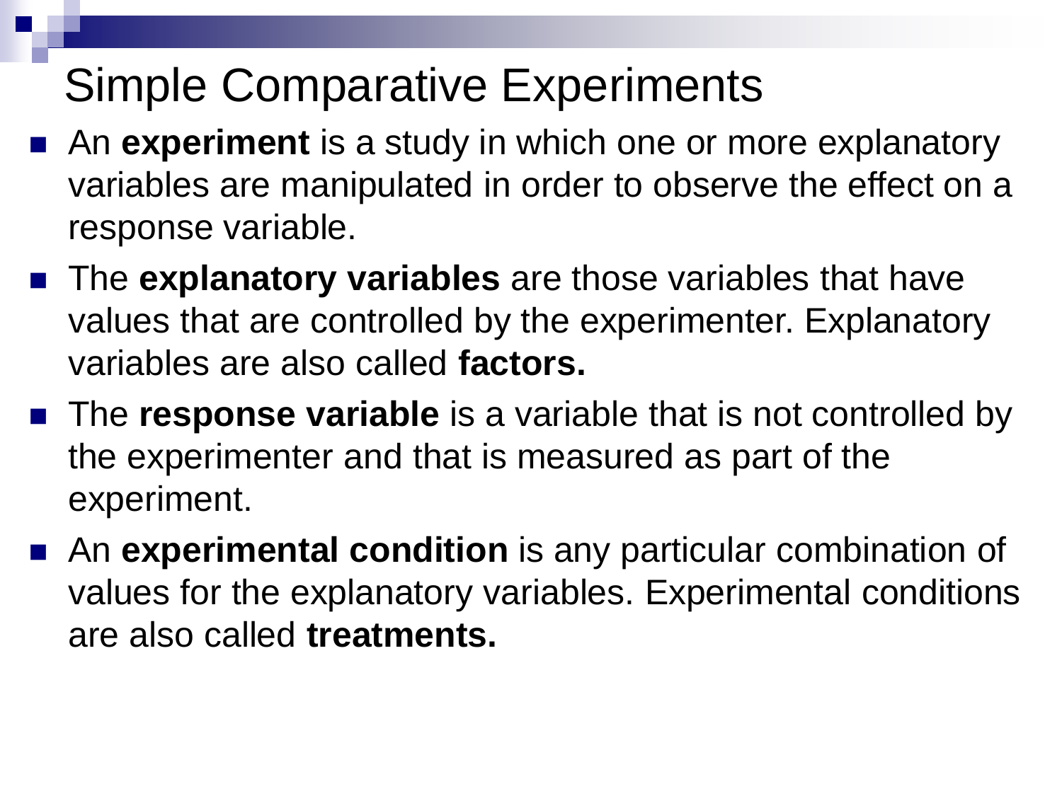# Simple Comparative Experiments

- An **experiment** is a study in which one or more explanatory variables are manipulated in order to observe the effect on a response variable.
- The **explanatory variables** are those variables that have values that are controlled by the experimenter. Explanatory variables are also called **factors.**
- The **response variable** is a variable that is not controlled by the experimenter and that is measured as part of the experiment.
- An **experimental condition** is any particular combination of values for the explanatory variables. Experimental conditions are also called **treatments.**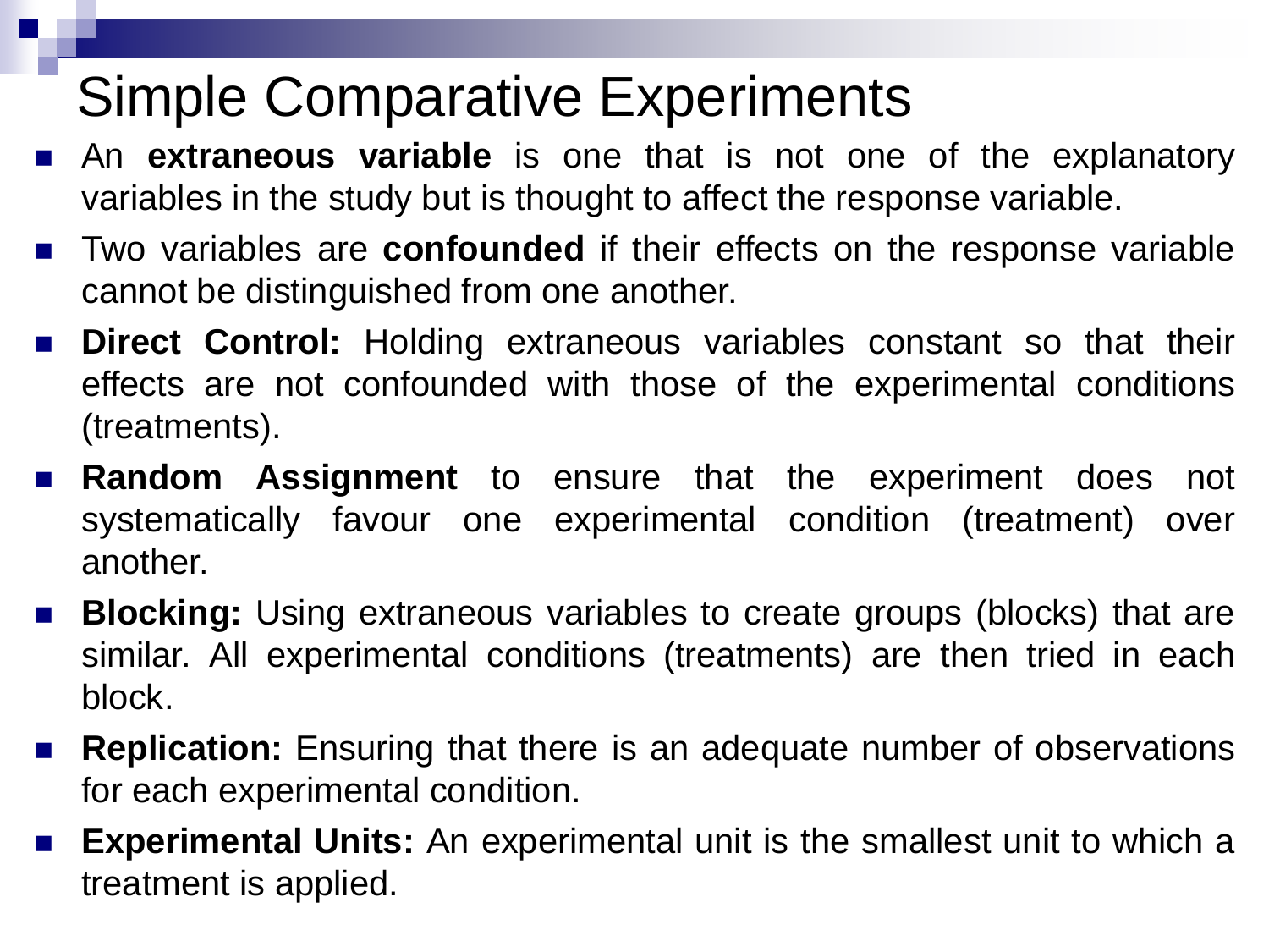# Simple Comparative Experiments

- An **extraneous variable** is one that is not one of the explanatory variables in the study but is thought to affect the response variable.
- Two variables are **confounded** if their effects on the response variable cannot be distinguished from one another.
- **Direct Control:** Holding extraneous variables constant so that their effects are not confounded with those of the experimental conditions (treatments).
- **Random Assignment** to ensure that the experiment does not systematically favour one experimental condition (treatment) over another.
- **Blocking:** Using extraneous variables to create groups (blocks) that are similar. All experimental conditions (treatments) are then tried in each block.
- **Replication:** Ensuring that there is an adequate number of observations for each experimental condition.
- **Experimental Units:** An experimental unit is the smallest unit to which a treatment is applied.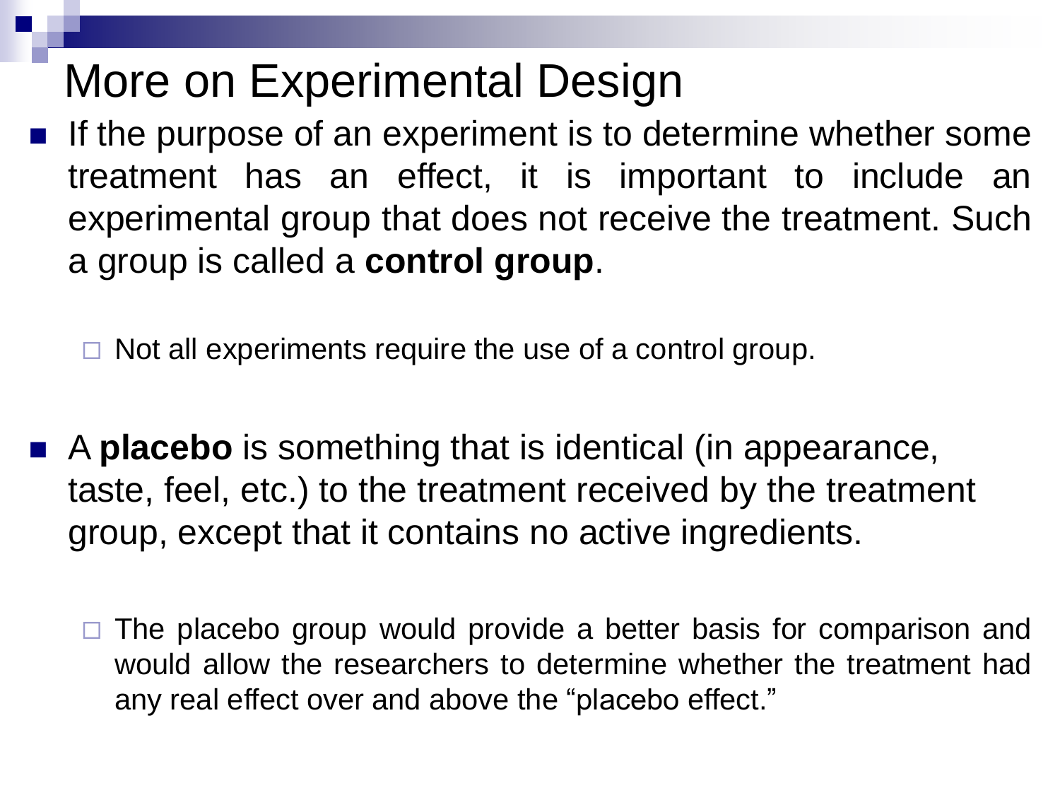# More on Experimental Design

- If the purpose of an experiment is to determine whether some treatment has an effect, it is important to include an experimental group that does not receive the treatment. Such a group is called a **control group**.
  - Not all experiments require the use of a control group.

- A **placebo** is something that is identical (in appearance, taste, feel, etc.) to the treatment received by the treatment group, except that it contains no active ingredients.
  - The placebo group would provide a better basis for comparison and would allow the researchers to determine whether the treatment had any real effect over and above the "placebo effect."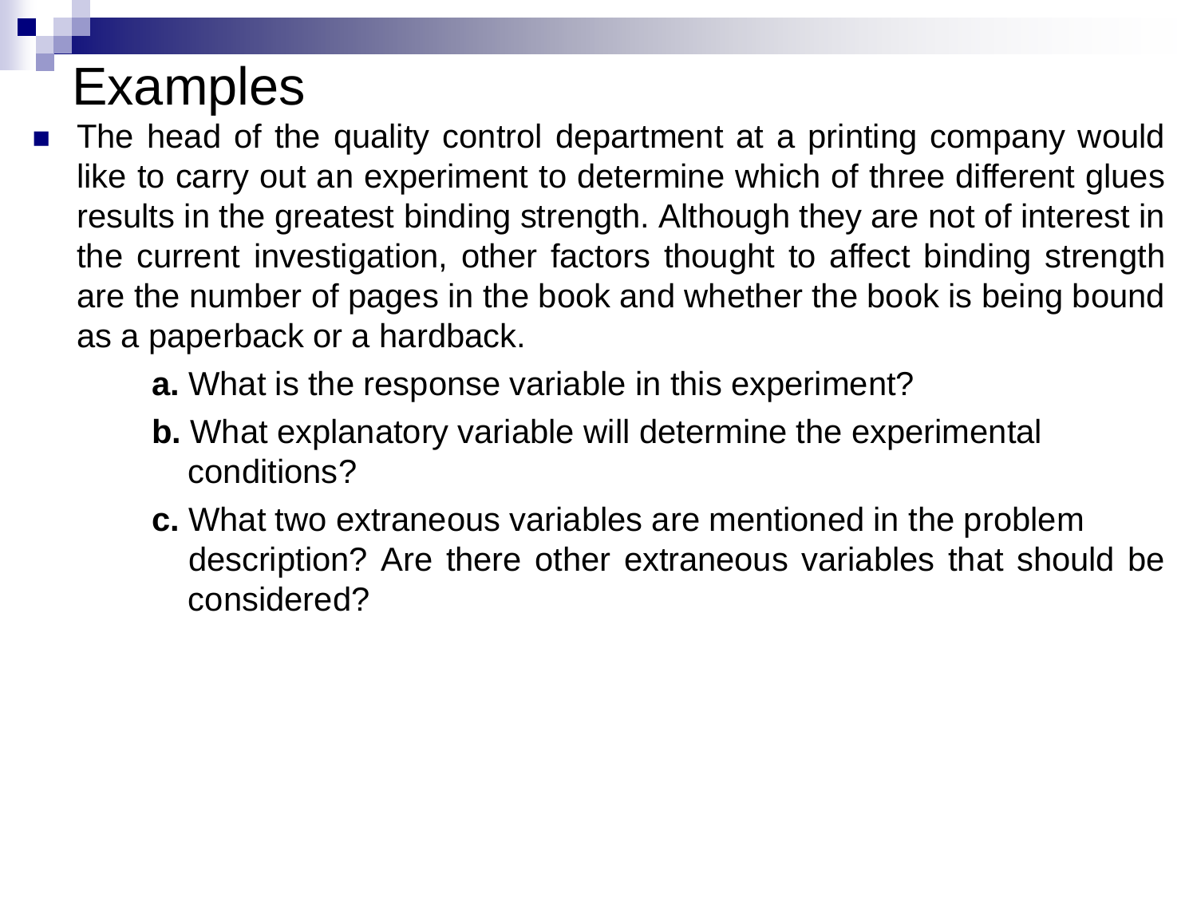# Examples

- The head of the quality control department at a printing company would like to carry out an experiment to determine which of three different glues results in the greatest binding strength. Although they are not of interest in the current investigation, other factors thought to affect binding strength are the number of pages in the book and whether the book is being bound as a paperback or a hardback.

  **a.** What is the response variable in this experiment?

  **b.** What explanatory variable will determine the experimental conditions?

  **c.** What two extraneous variables are mentioned in the problem description? Are there other extraneous variables that should be considered?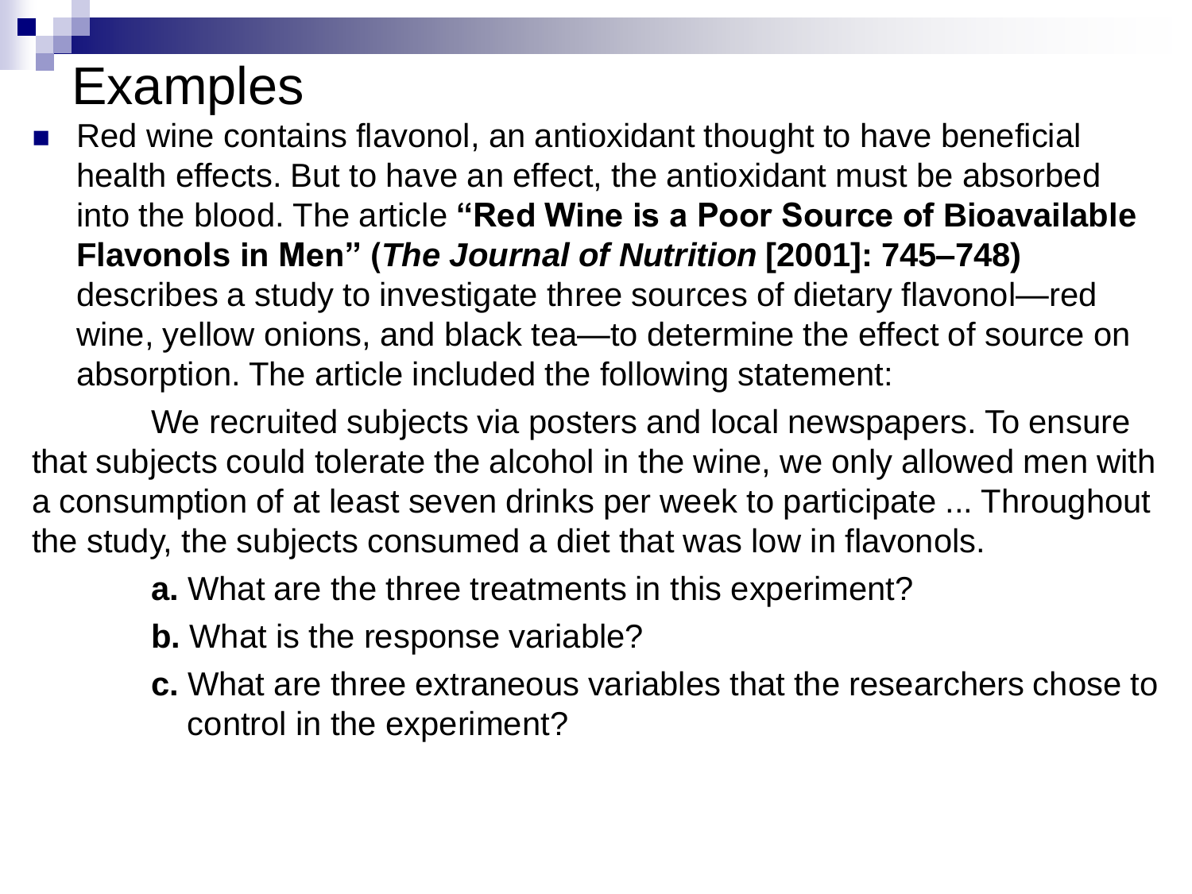# Examples

- Red wine contains flavonol, an antioxidant thought to have beneficial health effects. But to have an effect, the antioxidant must be absorbed into the blood. The article **"Red Wine is a Poor Source of Bioavailable Flavonols in Men" (*The Journal of Nutrition* [2001]: 745–748)** describes a study to investigate three sources of dietary flavonol—red wine, yellow onions, and black tea—to determine the effect of source on absorption. The article included the following statement:

We recruited subjects via posters and local newspapers. To ensure that subjects could tolerate the alcohol in the wine, we only allowed men with a consumption of at least seven drinks per week to participate ... Throughout the study, the subjects consumed a diet that was low in flavonols.

**a.** What are the three treatments in this experiment?

**b.** What is the response variable?

**c.** What are three extraneous variables that the researchers chose to control in the experiment?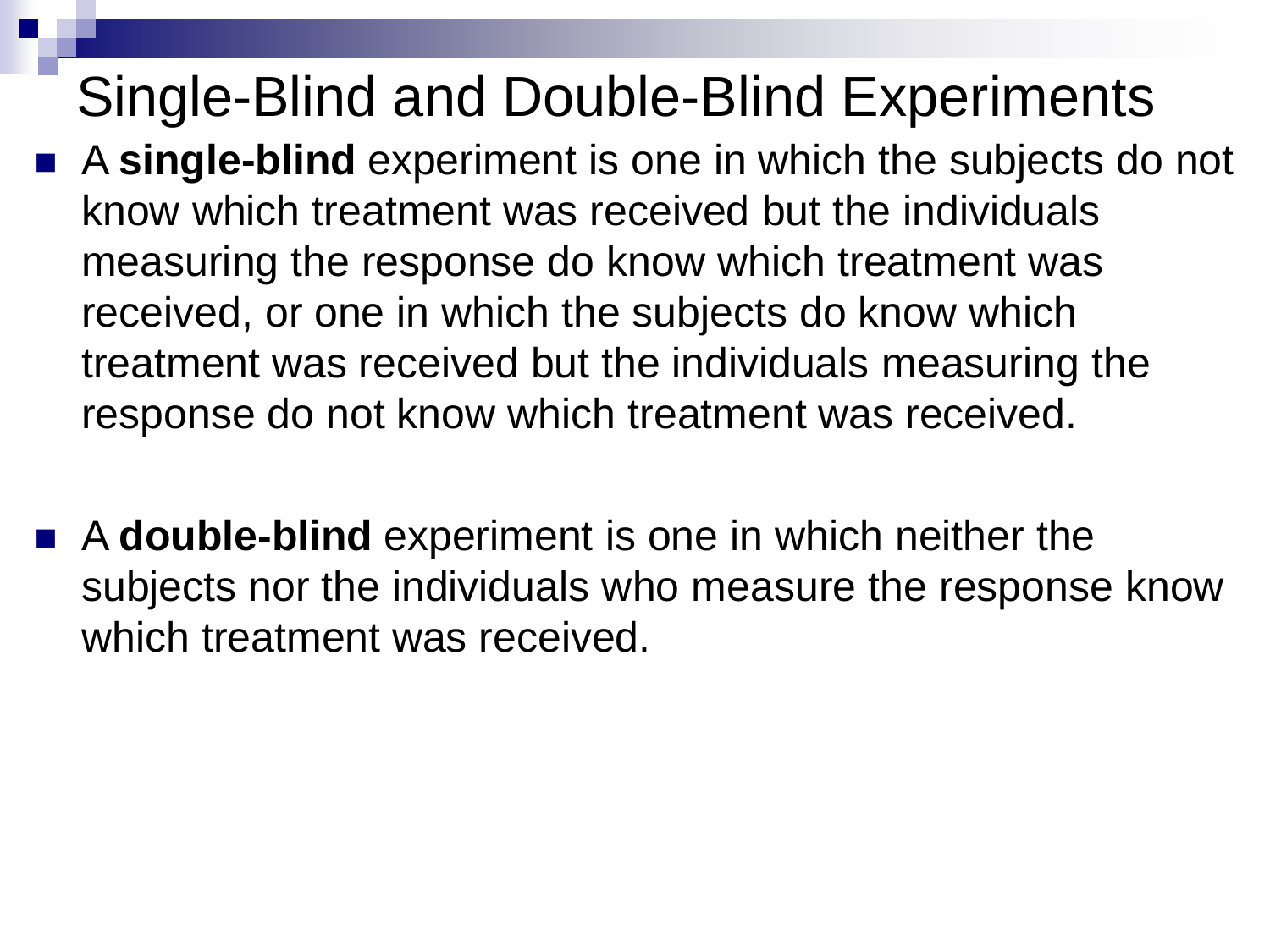# Single-Blind and Double-Blind Experiments

- A **single-blind** experiment is one in which the subjects do not know which treatment was received but the individuals measuring the response do know which treatment was received, or one in which the subjects do know which treatment was received but the individuals measuring the response do not know which treatment was received.

- A **double-blind** experiment is one in which neither the subjects nor the individuals who measure the response know which treatment was received.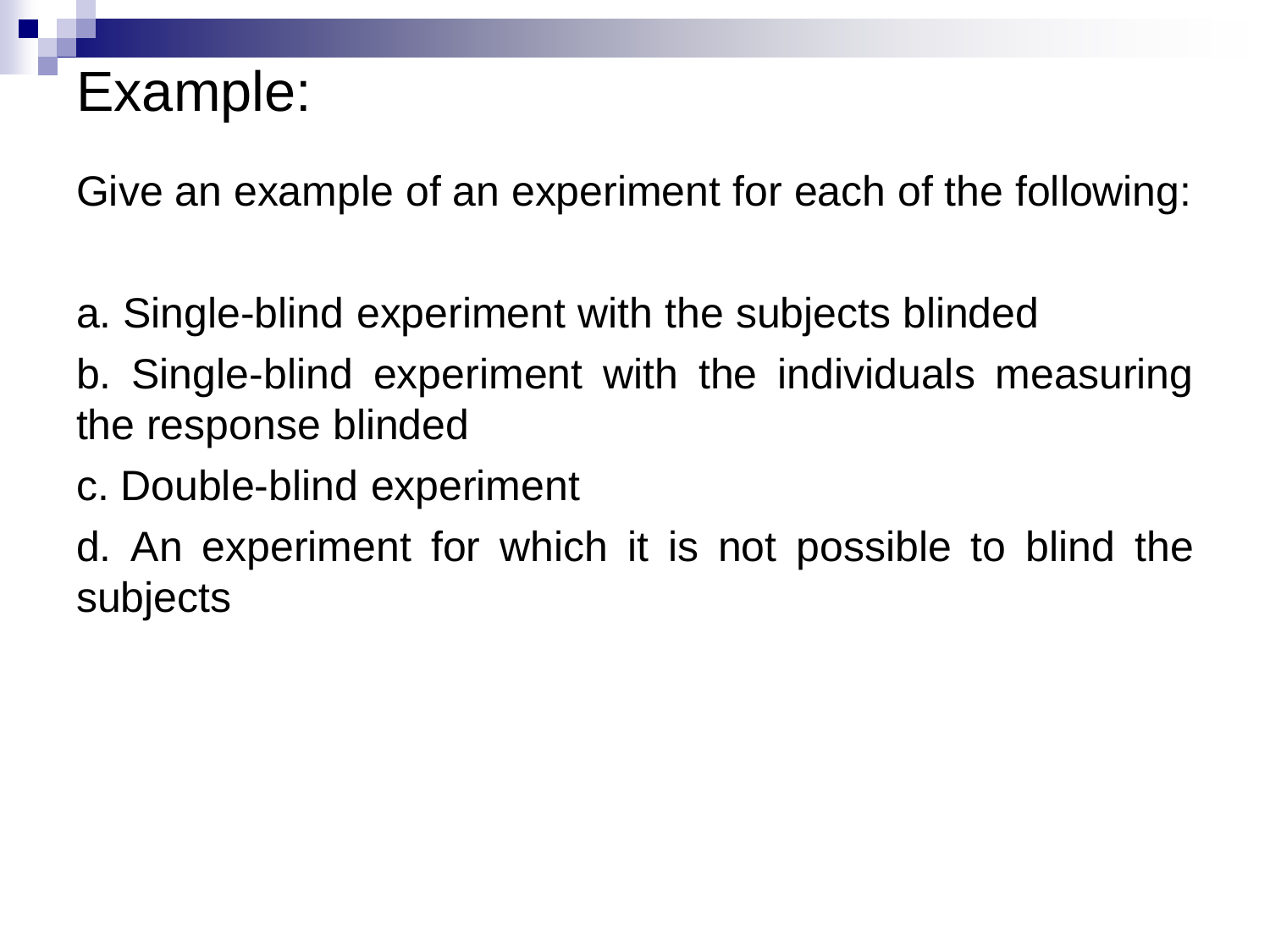# Example:

Give an example of an experiment for each of the following:

a. Single-blind experiment with the subjects blinded

b. Single-blind experiment with the individuals measuring the response blinded

c. Double-blind experiment

d. An experiment for which it is not possible to blind the subjects